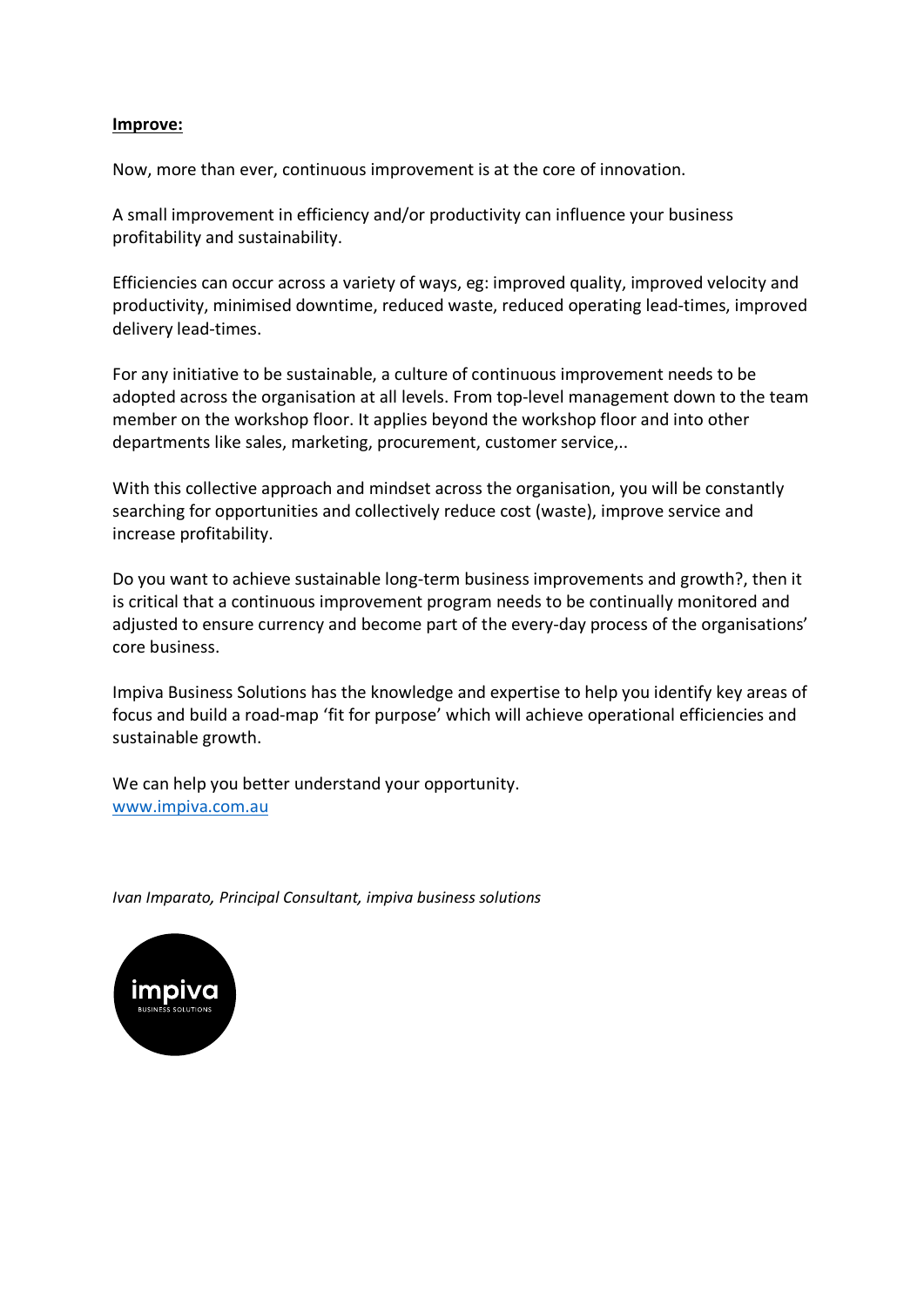**Improve:**

Now, more than ever, continuous improvement is at the core of innovation.

A small improvement in efficiency and/or productivity can influence your business profitability and sustainability.

Efficiencies can occur across a variety of ways, eg: improved quality, improved velocity and productivity, minimised downtime, reduced waste, reduced operating lead-times, improved delivery lead-times.

For any initiative to be sustainable, a culture of continuous improvement needs to be adopted across the organisation at all levels. From top-level management down to the team member on the workshop floor. It applies beyond the workshop floor and into other departments like sales, marketing, procurement, customer service,..

With this collective approach and mindset across the organisation, you will be constantly searching for opportunities and collectively reduce cost (waste), improve service and increase profitability.

Do you want to achieve sustainable long-term business improvements and growth?, then it is critical that a continuous improvement program needs to be continually monitored and adjusted to ensure currency and become part of the every-day process of the organisations' core business.

Impiva Business Solutions has the knowledge and expertise to help you identify key areas of focus and build a road-map 'fit for purpose' which will achieve operational efficiencies and sustainable growth.

We can help you better understand your opportunity.
[www.impiva.com.au](http://www.impiva.com.au)

*Ivan Imparato, Principal Consultant, impiva business solutions*

impiva
BUSINESS SOLUTIONS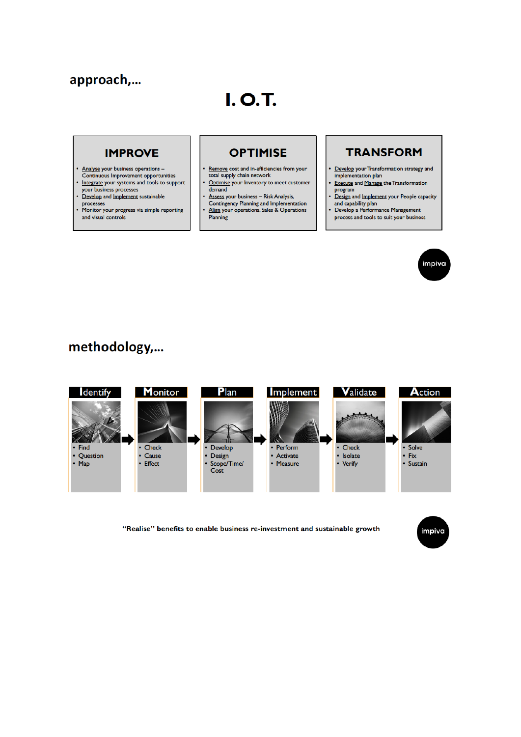## approach,...

# I. O.T.

### IMPROVE

- Analyse your business operations – Continuous Improvement opportunities
- Integrate your systems and tools to support your business processes
- Develop and Implement sustainable processes
- Monitor your progress via simple reporting and visual controls

### OPTIMISE

- Remove cost and in-efficiencies from your total supply chain network
- Optimise your Inventory to meet customer demand
- Assess your business – Risk Analysis, Contingency Planning and Implementation
- Align your operations, Sales & Operations Planning

### TRANSFORM

- Develop your Transformation strategy and implementation plan
- Execute and Manage the Transformation program
- Design and Implement your People capacity and capability plan
- Develop a Performance Management process and tools to suit your business

impiva

## methodology,...

**Identify**
- Find
- Question
- Map

**Monitor**
- Check
- Cause
- Effect

**Plan**
- Develop
- Design
- Scope/Time/Cost

**Implement**
- Perform
- Activate
- Measure

**Validate**
- Check
- Isolate
- Verify

**Action**
- Solve
- Fix
- Sustain

**"Realise" benefits to enable business re-investment and sustainable growth**

impiva